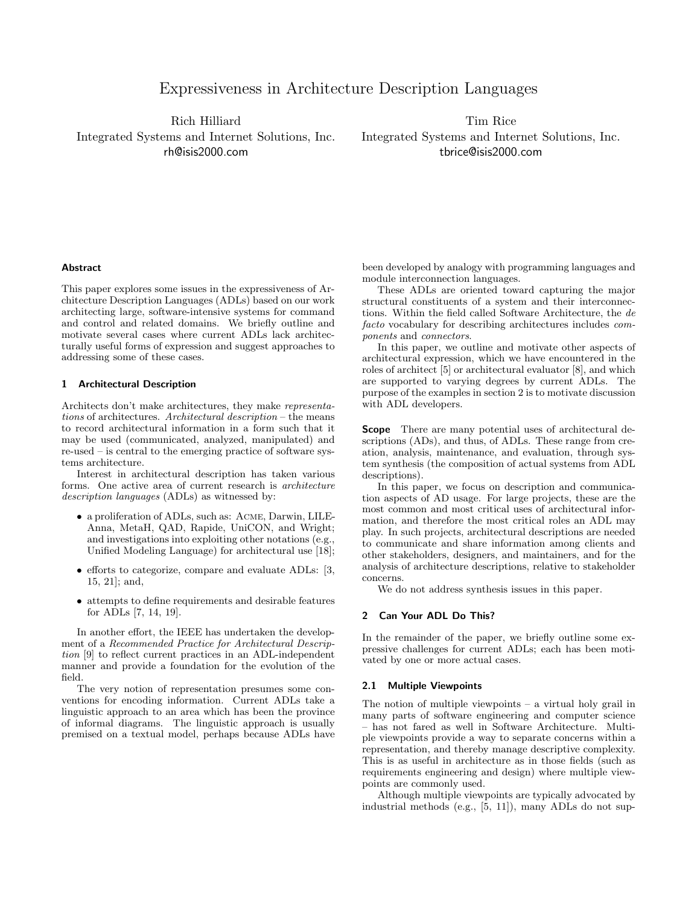# Expressiveness in Architecture Description Languages

Rich Hilliard
Integrated Systems and Internet Solutions, Inc.
rh@isis2000.com

Tim Rice
Integrated Systems and Internet Solutions, Inc.
tbrice@isis2000.com

## Abstract

This paper explores some issues in the expressiveness of Architecture Description Languages (ADLs) based on our work architecting large, software-intensive systems for command and control and related domains. We briefly outline and motivate several cases where current ADLs lack architecturally useful forms of expression and suggest approaches to addressing some of these cases.

## 1 Architectural Description

Architects don't make architectures, they make *representations* of architectures. *Architectural description* – the means to record architectural information in a form such that it may be used (communicated, analyzed, manipulated) and re-used – is central to the emerging practice of software systems architecture.

Interest in architectural description has taken various forms. One active area of current research is *architecture description languages* (ADLs) as witnessed by:

- a proliferation of ADLs, such as: Acme, Darwin, LILEAnna, MetaH, QAD, Rapide, UniCON, and Wright; and investigations into exploiting other notations (e.g., Unified Modeling Language) for architectural use [18];
- efforts to categorize, compare and evaluate ADLs: [3, 15, 21]; and,
- attempts to define requirements and desirable features for ADLs [7, 14, 19].

In another effort, the IEEE has undertaken the development of a *Recommended Practice for Architectural Description* [9] to reflect current practices in an ADL-independent manner and provide a foundation for the evolution of the field.

The very notion of representation presumes some conventions for encoding information. Current ADLs take a linguistic approach to an area which has been the province of informal diagrams. The linguistic approach is usually premised on a textual model, perhaps because ADLs have been developed by analogy with programming languages and module interconnection languages.

These ADLs are oriented toward capturing the major structural constituents of a system and their interconnections. Within the field called Software Architecture, the *de facto* vocabulary for describing architectures includes *components* and *connectors*.

In this paper, we outline and motivate other aspects of architectural expression, which we have encountered in the roles of architect [5] or architectural evaluator [8], and which are supported to varying degrees by current ADLs. The purpose of the examples in section 2 is to motivate discussion with ADL developers.

**Scope** There are many potential uses of architectural descriptions (ADs), and thus, of ADLs. These range from creation, analysis, maintenance, and evaluation, through system synthesis (the composition of actual systems from ADL descriptions).

In this paper, we focus on description and communication aspects of AD usage. For large projects, these are the most common and most critical uses of architectural information, and therefore the most critical roles an ADL may play. In such projects, architectural descriptions are needed to communicate and share information among clients and other stakeholders, designers, and maintainers, and for the analysis of architecture descriptions, relative to stakeholder concerns.

We do not address synthesis issues in this paper.

## 2 Can Your ADL Do This?

In the remainder of the paper, we briefly outline some expressive challenges for current ADLs; each has been motivated by one or more actual cases.

### 2.1 Multiple Viewpoints

The notion of multiple viewpoints – a virtual holy grail in many parts of software engineering and computer science – has not fared as well in Software Architecture. Multiple viewpoints provide a way to separate concerns within a representation, and thereby manage descriptive complexity. This is as useful in architecture as in those fields (such as requirements engineering and design) where multiple viewpoints are commonly used.

Although multiple viewpoints are typically advocated by industrial methods (e.g., [5, 11]), many ADLs do not sup-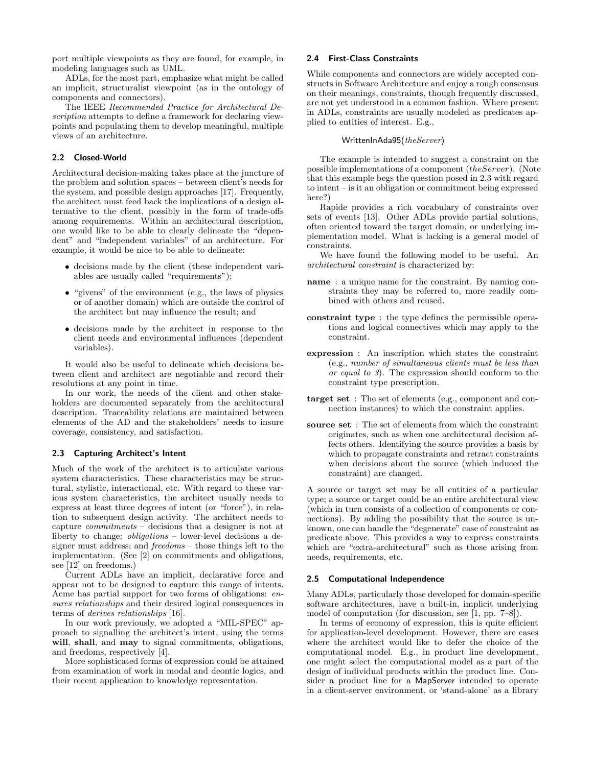port multiple viewpoints as they are found, for example, in modeling languages such as UML.

ADLs, for the most part, emphasize what might be called an implicit, structuralist viewpoint (as in the ontology of components and connectors).

The IEEE *Recommended Practice for Architectural Description* attempts to define a framework for declaring viewpoints and populating them to develop meaningful, multiple views of an architecture.

### 2.2 Closed-World

Architectural decision-making takes place at the juncture of the problem and solution spaces – between client's needs for the system, and possible design approaches [17]. Frequently, the architect must feed back the implications of a design alternative to the client, possibly in the form of trade-offs among requirements. Within an architectural description, one would like to be able to clearly delineate the "dependent" and "independent variables" of an architecture. For example, it would be nice to be able to delineate:

- decisions made by the client (these independent variables are usually called "requirements");
- "givens" of the environment (e.g., the laws of physics or of another domain) which are outside the control of the architect but may influence the result; and
- decisions made by the architect in response to the client needs and environmental influences (dependent variables).

It would also be useful to delineate which decisions between client and architect are negotiable and record their resolutions at any point in time.

In our work, the needs of the client and other stakeholders are documented separately from the architectural description. Traceability relations are maintained between elements of the AD and the stakeholders' needs to insure coverage, consistency, and satisfaction.

### 2.3 Capturing Architect's Intent

Much of the work of the architect is to articulate various system characteristics. These characteristics may be structural, stylistic, interactional, etc. With regard to these various system characteristics, the architect usually needs to express at least three degrees of intent (or "force"), in relation to subsequent design activity. The architect needs to capture *commitments* – decisions that a designer is not at liberty to change; *obligations* – lower-level decisions a designer must address; and *freedoms* – those things left to the implementation. (See [2] on commitments and obligations, see [12] on freedoms.)

Current ADLs have an implicit, declarative force and appear not to be designed to capture this range of intents. Acme has partial support for two forms of obligations: *ensures relationships* and their desired logical consequences in terms of *derives relationships* [16].

In our work previously, we adopted a "MIL-SPEC" approach to signalling the architect's intent, using the terms **will**, **shall**, and **may** to signal commitments, obligations, and freedoms, respectively [4].

More sophisticated forms of expression could be attained from examination of work in modal and deontic logics, and their recent application to knowledge representation.

### 2.4 First-Class Constraints

While components and connectors are widely accepted constructs in Software Architecture and enjoy a rough consensus on their meanings, constraints, though frequently discussed, are not yet understood in a common fashion. Where present in ADLs, constraints are usually modeled as predicates applied to entities of interest. E.g.,

WrittenInAda95(*theServer*)

The example is intended to suggest a constraint on the possible implementations of a component (*theServer*). (Note that this example begs the question posed in 2.3 with regard to intent – is it an obligation or commitment being expressed here?)

Rapide provides a rich vocabulary of constraints over sets of events [13]. Other ADLs provide partial solutions, often oriented toward the target domain, or underlying implementation model. What is lacking is a general model of constraints.

We have found the following model to be useful. An *architectural constraint* is characterized by:

**name** : a unique name for the constraint. By naming constraints they may be referred to, more readily combined with others and reused.

**constraint type** : the type defines the permissible operations and logical connectives which may apply to the constraint.

**expression** : An inscription which states the constraint (e.g., *number of simultaneous clients must be less than or equal to 3*). The expression should conform to the constraint type prescription.

**target set** : The set of elements (e.g., component and connection instances) to which the constraint applies.

**source set** : The set of elements from which the constraint originates, such as when one architectural decision affects others. Identifying the source provides a basis by which to propagate constraints and retract constraints when decisions about the source (which induced the constraint) are changed.

A source or target set may be all entities of a particular type; a source or target could be an entire architectural view (which in turn consists of a collection of components or connections). By adding the possibility that the source is unknown, one can handle the "degenerate" case of constraint as predicate above. This provides a way to express constraints which are "extra-architectural" such as those arising from needs, requirements, etc.

### 2.5 Computational Independence

Many ADLs, particularly those developed for domain-specific software architectures, have a built-in, implicit underlying model of computation (for discussion, see [1, pp. 7–8]).

In terms of economy of expression, this is quite efficient for application-level development. However, there are cases where the architect would like to defer the choice of the computational model. E.g., in product line development, one might select the computational model as a part of the design of individual products within the product line. Consider a product line for a MapServer intended to operate in a client-server environment, or 'stand-alone' as a library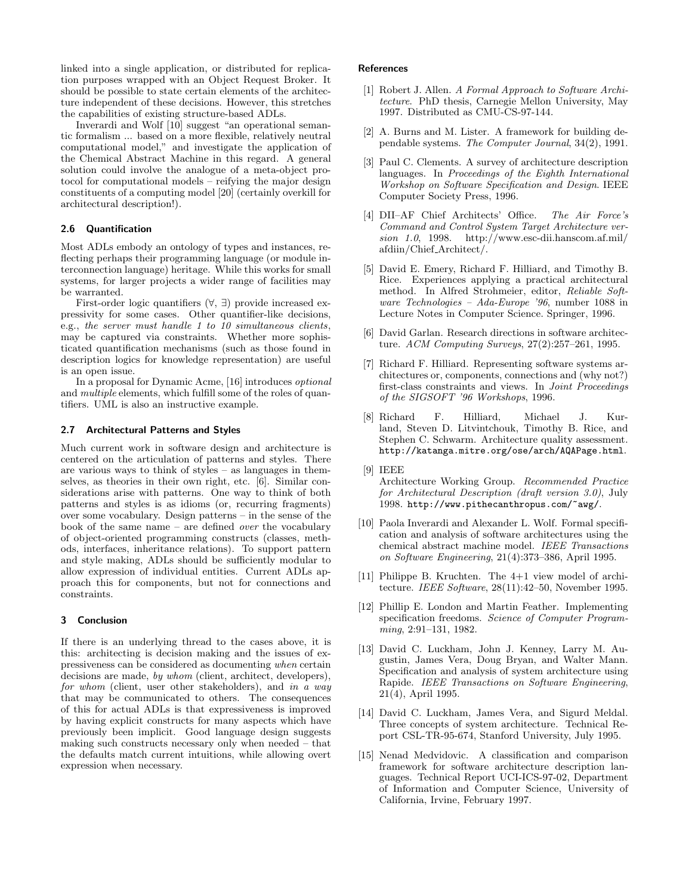linked into a single application, or distributed for replication purposes wrapped with an Object Request Broker. It should be possible to state certain elements of the architecture independent of these decisions. However, this stretches the capabilities of existing structure-based ADLs.

Inverardi and Wolf [10] suggest "an operational semantic formalism ... based on a more flexible, relatively neutral computational model," and investigate the application of the Chemical Abstract Machine in this regard. A general solution could involve the analogue of a meta-object protocol for computational models – reifying the major design constituents of a computing model [20] (certainly overkill for architectural description!).

### 2.6 Quantification

Most ADLs embody an ontology of types and instances, reflecting perhaps their programming language (or module interconnection language) heritage. While this works for small systems, for larger projects a wider range of facilities may be warranted.

First-order logic quantifiers ($\forall$, $\exists$) provide increased expressivity for some cases. Other quantifier-like decisions, e.g., *the server must handle 1 to 10 simultaneous clients*, may be captured via constraints. Whether more sophisticated quantification mechanisms (such as those found in description logics for knowledge representation) are useful is an open issue.

In a proposal for Dynamic Acme, [16] introduces *optional* and *multiple* elements, which fulfill some of the roles of quantifiers. UML is also an instructive example.

### 2.7 Architectural Patterns and Styles

Much current work in software design and architecture is centered on the articulation of patterns and styles. There are various ways to think of styles – as languages in themselves, as theories in their own right, etc. [6]. Similar considerations arise with patterns. One way to think of both patterns and styles is as idioms (or, recurring fragments) over some vocabulary. Design patterns – in the sense of the book of the same name – are defined *over* the vocabulary of object-oriented programming constructs (classes, methods, interfaces, inheritance relations). To support pattern and style making, ADLs should be sufficiently modular to allow expression of individual entities. Current ADLs approach this for components, but not for connections and constraints.

## 3 Conclusion

If there is an underlying thread to the cases above, it is this: architecting is decision making and the issues of expressiveness can be considered as documenting *when* certain decisions are made, *by whom* (client, architect, developers), *for whom* (client, user other stakeholders), and *in a way* that may be communicated to others. The consequences of this for actual ADLs is that expressiveness is improved by having explicit constructs for many aspects which have previously been implicit. Good language design suggests making such constructs necessary only when needed – that the defaults match current intuitions, while allowing overt expression when necessary.

## References

[1] Robert J. Allen. *A Formal Approach to Software Architecture*. PhD thesis, Carnegie Mellon University, May 1997. Distributed as CMU-CS-97-144.

[2] A. Burns and M. Lister. A framework for building dependable systems. *The Computer Journal*, 34(2), 1991.

[3] Paul C. Clements. A survey of architecture description languages. In *Proceedings of the Eighth International Workshop on Software Specification and Design*. IEEE Computer Society Press, 1996.

[4] DII–AF Chief Architects' Office. *The Air Force's Command and Control System Target Architecture version 1.0*, 1998. http://www.esc-dii.hanscom.af.mil/afdiin/Chief_Architect/.

[5] David E. Emery, Richard F. Hilliard, and Timothy B. Rice. Experiences applying a practical architectural method. In Alfred Strohmeier, editor, *Reliable Software Technologies – Ada-Europe '96*, number 1088 in Lecture Notes in Computer Science. Springer, 1996.

[6] David Garlan. Research directions in software architecture. *ACM Computing Surveys*, 27(2):257–261, 1995.

[7] Richard F. Hilliard. Representing software systems architectures or, components, connections and (why not?) first-class constraints and views. In *Joint Proceedings of the SIGSOFT '96 Workshops*, 1996.

[8] Richard F. Hilliard, Michael J. Kurland, Steven D. Litvintchouk, Timothy B. Rice, and Stephen C. Schwarm. Architecture quality assessment. http://katanga.mitre.org/ose/arch/AQAPage.html.

[9] IEEE Architecture Working Group. *Recommended Practice for Architectural Description (draft version 3.0)*, July 1998. http://www.pithecanthropus.com/~awg/.

[10] Paola Inverardi and Alexander L. Wolf. Formal specification and analysis of software architectures using the chemical abstract machine model. *IEEE Transactions on Software Engineering*, 21(4):373–386, April 1995.

[11] Philippe B. Kruchten. The 4+1 view model of architecture. *IEEE Software*, 28(11):42–50, November 1995.

[12] Phillip E. London and Martin Feather. Implementing specification freedoms. *Science of Computer Programming*, 2:91–131, 1982.

[13] David C. Luckham, John J. Kenney, Larry M. Augustin, James Vera, Doug Bryan, and Walter Mann. Specification and analysis of system architecture using Rapide. *IEEE Transactions on Software Engineering*, 21(4), April 1995.

[14] David C. Luckham, James Vera, and Sigurd Meldal. Three concepts of system architecture. Technical Report CSL-TR-95-674, Stanford University, July 1995.

[15] Nenad Medvidovic. A classification and comparison framework for software architecture description languages. Technical Report UCI-ICS-97-02, Department of Information and Computer Science, University of California, Irvine, February 1997.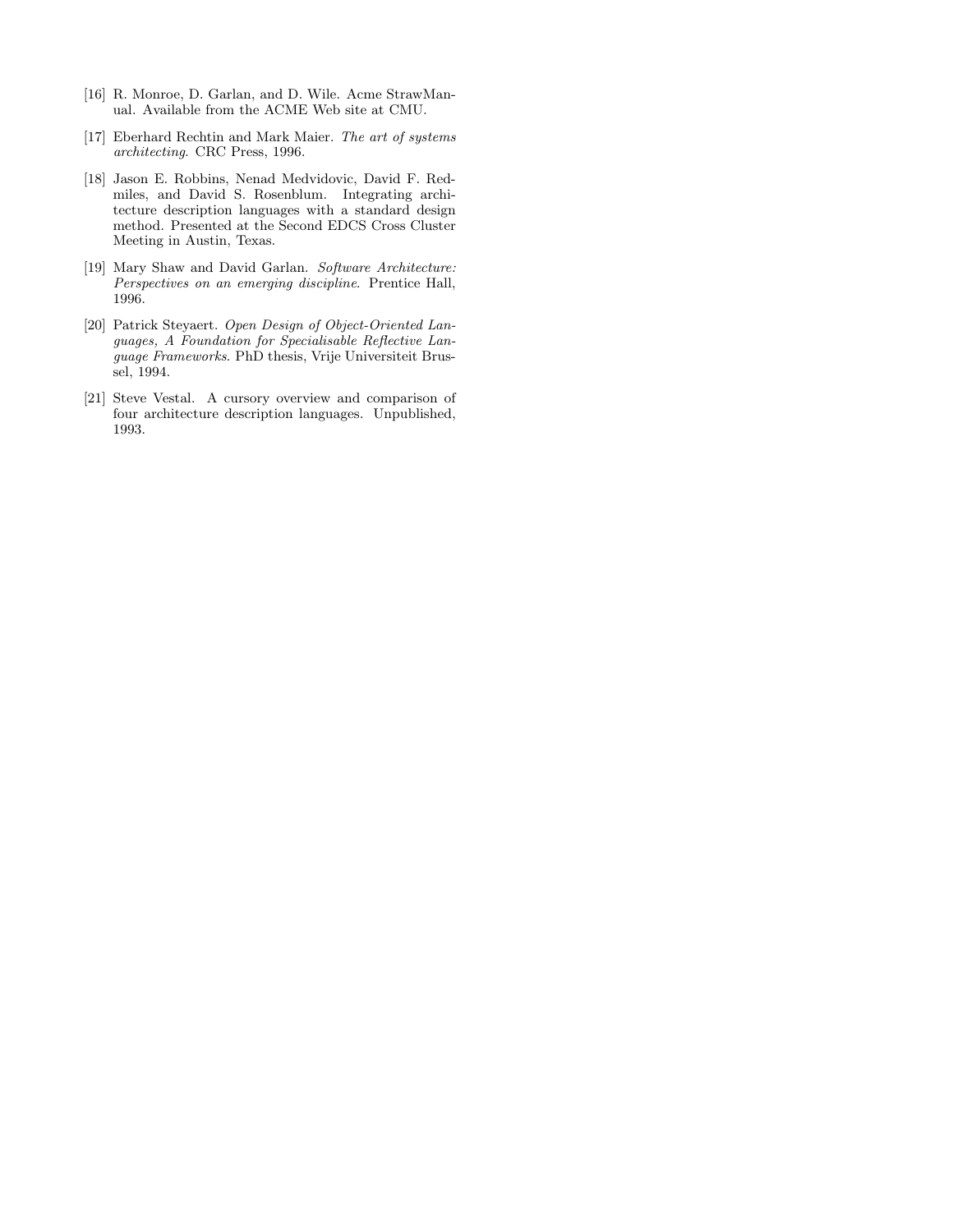[16] R. Monroe, D. Garlan, and D. Wile. Acme StrawManual. Available from the ACME Web site at CMU.

[17] Eberhard Rechtin and Mark Maier. *The art of systems architecting*. CRC Press, 1996.

[18] Jason E. Robbins, Nenad Medvidovic, David F. Redmiles, and David S. Rosenblum. Integrating architecture description languages with a standard design method. Presented at the Second EDCS Cross Cluster Meeting in Austin, Texas.

[19] Mary Shaw and David Garlan. *Software Architecture: Perspectives on an emerging discipline*. Prentice Hall, 1996.

[20] Patrick Steyaert. *Open Design of Object-Oriented Languages, A Foundation for Specialisable Reflective Language Frameworks*. PhD thesis, Vrije Universiteit Brussel, 1994.

[21] Steve Vestal. A cursory overview and comparison of four architecture description languages. Unpublished, 1993.